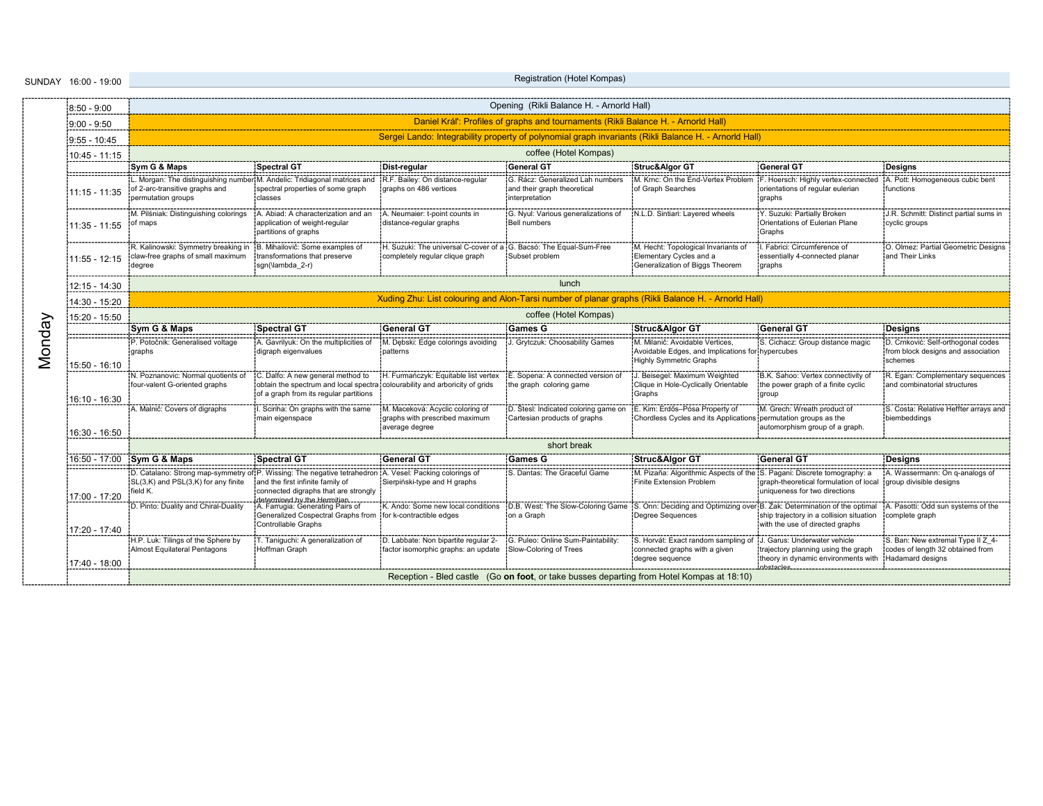SUNDAY 16:00 - 19:00 Registration (Hotel Kompas)

# Monday

| Time | | | | | | | |
|---|---|---|---|---|---|---|---|
| 8:50 - 9:00 | Opening (Rikli Balance H. - Arnorld Hall) | | | | | | |
| 9:00 - 9:50 | Daniel Kráľ: Profiles of graphs and tournaments (Rikli Balance H. - Arnorld Hall) | | | | | | |
| 9:55 - 10:45 | Sergei Lando: Integrability property of polynomial graph invariants (Rikli Balance H. - Arnorld Hall) | | | | | | |
| 10:45 - 11:15 | coffee (Hotel Kompas) | | | | | | |
| | **Sym G & Maps** | **Spectral GT** | **Dist-regular** | **General GT** | **Struc&Algor GT** | **General GT** | **Designs** |
| 11:15 - 11:35 | L. Morgan: The distinguishing number of 2-arc-transitive graphs and permutation groups | M. Andelic: Tridiagonal matrices and spectral properties of some graph classes | R.F. Bailey: On distance-regular graphs on 486 vertices | G. Rácz: Generalized Lah numbers and their graph theoretical interpretation | M. Krnc: On the End-Vertex Problem of Graph Searches | F. Hoersch: Highly vertex-connected orientations of regular eulerian graphs | A. Pott: Homogeneous cubic bent functions |
| 11:35 - 11:55 | M. Pilśniak: Distinguishing colorings of maps | A. Abiad: A characterization and an application of weight-regular partitions of graphs | A. Neumaier: t-point counts in distance-regular graphs | G. Nyul: Various generalizations of Bell numbers | N.L.D. Sintiari: Layered wheels | Y. Suzuki: Partially Broken Orientations of Eulerian Plane Graphs | J.R. Schmitt: Distinct partial sums in cyclic groups |
| 11:55 - 12:15 | R. Kalinowski: Symmetry breaking in claw-free graphs of small maximum degree | B. Mihailovič: Some examples of transformations that preserve sgn(\lambda_2-r) | H. Suzuki: The universal C-cover of a completely regular clique graph | G. Bacsó: The Equal-Sum-Free Subset problem | M. Hecht: Topological Invariants of Elementary Cycles and a Generalization of Biggs Theorem | I. Fabrici: Circumference of essentially 4-connected planar graphs | O. Olmez: Partial Geometric Designs and Their Links |
| 12:15 - 14:30 | lunch | | | | | | |
| 14:30 - 15:20 | Xuding Zhu: List colouring and Alon-Tarsi number of planar graphs (Rikli Balance H. - Arnorld Hall) | | | | | | |
| 15:20 - 15:50 | coffee (Hotel Kompas) | | | | | | |
| | **Sym G & Maps** | **Spectral GT** | **General GT** | **Games G** | **Struc&Algor GT** | **General GT** | **Designs** |
| 15:50 - 16:10 | P. Potočnik: Generalised voltage graphs | A. Gavrilyuk: On the multiplicities of digraph eigenvalues | M. Dębski: Edge colorings avoiding patterns | J. Grytczuk: Choosability Games | M. Milanič: Avoidable Vertices, Avoidable Edges, and Implications for Highly Symmetric Graphs | S. Cichacz: Group distance magic hypercubes | D. Crnković: Self-orthogonal codes from block designs and association schemes |
| 16:10 - 16:30 | N. Poznanovic: Normal quotients of four-valent G-oriented graphs | C. Dalfo: A new general method to obtain the spectrum and local spectra of a graph from its regular partitions | H. Furmańczyk: Equitable list vertex colourability and arboricity of grids | E. Sopena: A connected version of the graph coloring game | J. Beisegel: Maximum Weighted Clique in Hole-Cyclically Orientable Graphs | B.K. Sahoo: Vertex connectivity of the power graph of a finite cyclic group | R. Egan: Complementary sequences and combinatorial structures |
| 16:30 - 16:50 | A. Malnič: Covers of digraphs | I. Sciriha: On graphs with the same main eigenspace | M. Maceková: Acyclic coloring of graphs with prescribed maximum average degree | D. Štesl: Indicated coloring game on Cartesian products of graphs | E. Kim: Erdős–Pósa Property of Chordless Cycles and its Applications | M. Grech: Wreath product of permutation groups as the automorphism group of a graph. | S. Costa: Relative Heffter arrays and biembeddings |
| | short break | | | | | | |
| 16:50 - 17:00 | **Sym G & Maps** | **Spectral GT** | **General GT** | **Games G** | **Struc&Algor GT** | **General GT** | **Designs** |
| 17:00 - 17:20 | D. Catalano: Strong map-symmetry of SL(3,K) and PSL(3,K) for any finite field K. | P. Wissing: The negative tetrahedron and the first infinite family of connected digraphs that are strongly determined by the Hermitian | A. Vesel: Packing colorings of Sierpiński-type and H graphs | S. Dantas: The Graceful Game | M. Pizaña: Algorithmic Aspects of the Finite Extension Problem | S. Pagani: Discrete tomography: a graph-theoretical formulation of local uniqueness for two directions | A. Wassermann: On q-analogs of group divisible designs |
| 17:20 - 17:40 | D. Pinto: Duality and Chiral-Duality | A. Farrugia: Generating Pairs of Generalized Cospectral Graphs from Controllable Graphs | K. Ando: Some new local conditions for k-contractible edges | D.B. West: The Slow-Coloring Game on a Graph | S. Onn: Deciding and Optimizing over Degree Sequences | B. Žak: Determination of the optimal ship trajectory in a collision situation with the use of directed graphs | A. Pasotti: Odd sun systems of the complete graph |
| 17:40 - 18:00 | H.P. Luk: Tilings of the Sphere by Almost Equilateral Pentagons | T. Taniguchi: A generalization of Hoffman Graph | D. Labbate: Non bipartite regular 2-factor isomorphic graphs: an update | G. Puleo: Online Sum-Paintability: Slow-Coloring of Trees | S. Horvát: Exact random sampling of connected graphs with a given degree sequence | J. Garus: Underwater vehicle trajectory planning using the graph theory in dynamic environments with obstacles | S. Ban: New extremal Type II Z_4-codes of length 32 obtained from Hadamard designs |
| | Reception - Bled castle (Go **on foot**, or take busses departing from Hotel Kompas at 18:10) | | | | | | |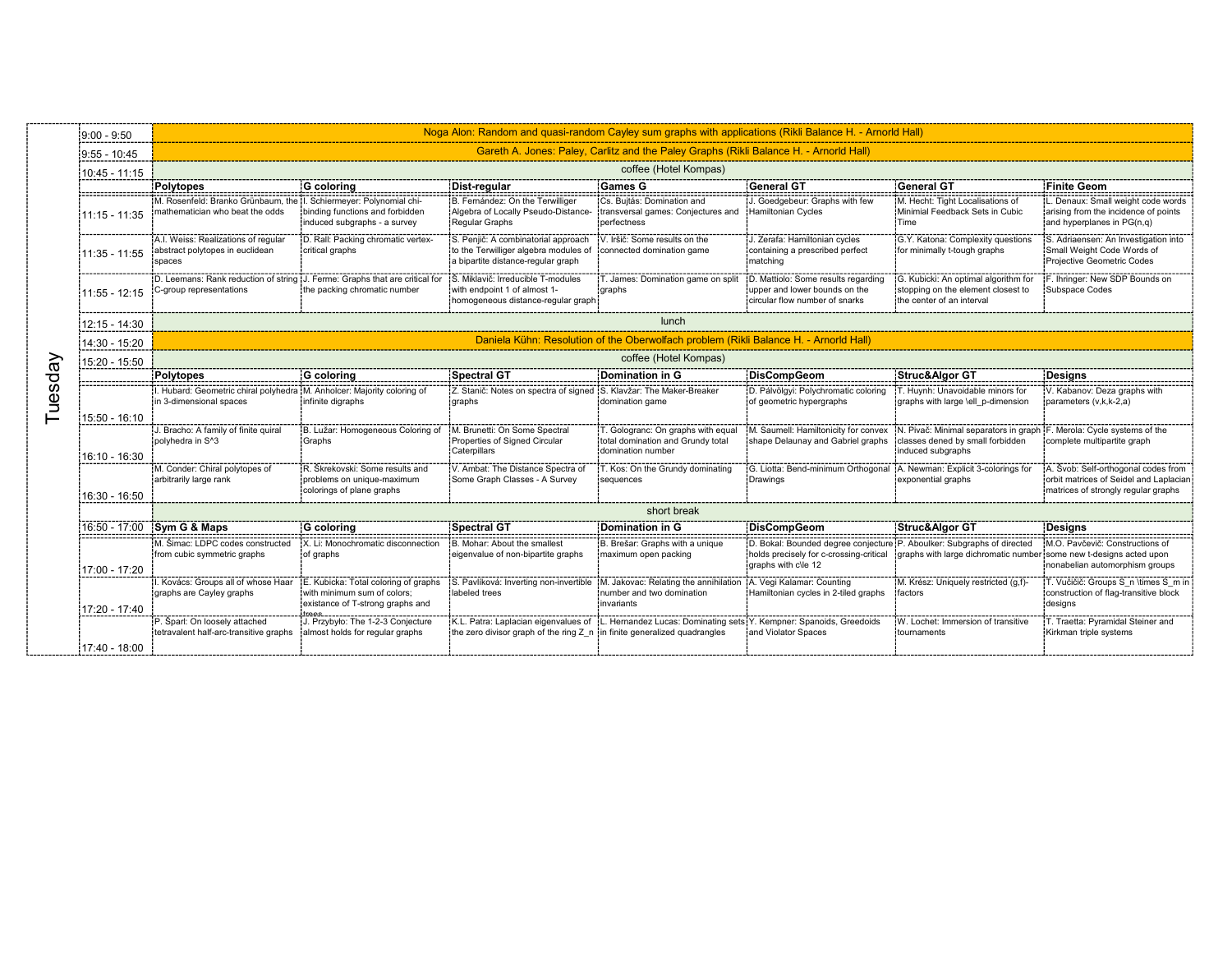## Tuesday

| Time | | | | | | | |
|---|---|---|---|---|---|---|---|
| 9:00 - 9:50 | Noga Alon: Random and quasi-random Cayley sum graphs with applications (Rikli Balance H. - Arnorld Hall) | | | | | | |
| 9:55 - 10:45 | Gareth A. Jones: Paley, Carlitz and the Paley Graphs (Rikli Balance H. - Arnorld Hall) | | | | | | |
| 10:45 - 11:15 | coffee (Hotel Kompas) | | | | | | |
| | **Polytopes** | **G coloring** | **Dist-regular** | **Games G** | **General GT** | **General GT** | **Finite Geom** |
| 11:15 - 11:35 | M. Rosenfeld: Branko Grünbaum, the mathematician who beat the odds | I. Schiermeyer: Polynomial chi-binding functions and forbidden induced subgraphs - a survey | B. Fernández: On the Terwilliger Algebra of Locally Pseudo-Distance-Regular Graphs | Cs. Bujtás: Domination and transversal games: Conjectures and perfectness | J. Goedgebeur: Graphs with few Hamiltonian Cycles | M. Hecht: Tight Localisations of Minimial Feedback Sets in Cubic Time | L. Denaux: Small weight code words arising from the incidence of points and hyperplanes in PG(n,q) |
| 11:35 - 11:55 | A.I. Weiss: Realizations of regular abstract polytopes in euclidean spaces | D. Rall: Packing chromatic vertex-critical graphs | S. Penjić: A combinatorial approach to the Terwilliger algebra modules of a bipartite distance-regular graph | V. Iršič: Some results on the connected domination game | J. Zerafa: Hamiltonian cycles containing a prescribed perfect matching | G.Y. Katona: Complexity questions for minimally t-tough graphs | S. Adriaensen: An Investigation into Small Weight Code Words of Projective Geometric Codes |
| 11:55 - 12:15 | D. Leemans: Rank reduction of string C-group representations | J. Ferme: Graphs that are critical for the packing chromatic number | S. Miklavič: Irreducible T-modules with endpoint 1 of almost 1-homogeneous distance-regular graph | T. James: Domination game on split graphs | D. Mattiolo: Some results regarding upper and lower bounds on the circular flow number of snarks | G. Kubicki: An optimal algorithm for stopping on the element closest to the center of an interval | F. Ihringer: New SDP Bounds on Subspace Codes |
| 12:15 - 14:30 | lunch | | | | | | |
| 14:30 - 15:20 | Daniela Kühn: Resolution of the Oberwolfach problem (Rikli Balance H. - Arnorld Hall) | | | | | | |
| 15:20 - 15:50 | coffee (Hotel Kompas) | | | | | | |
| | **Polytopes** | **G coloring** | **Spectral GT** | **Domination in G** | **DisCompGeom** | **Struc&Algor GT** | **Designs** |
| 15:50 - 16:10 | I. Hubard: Geometric chiral polyhedra in 3-dimensional spaces | M. Anholcer: Majority coloring of infinite digraphs | Z. Stanić: Notes on spectra of signed graphs | S. Klavžar: The Maker-Breaker domination game | D. Pálvölgyi: Polychromatic coloring of geometric hypergraphs | T. Huynh: Unavoidable minors for graphs with large \ell_p-dimension | V. Kabanov: Deza graphs with parameters (v,k,k-2,a) |
| 16:10 - 16:30 | J. Bracho: A family of finite quiral polyhedra in S^3 | B. Lužar: Homogeneous Coloring of Graphs | M. Brunetti: On Some Spectral Properties of Signed Circular Caterpillars | T. Gologranc: On graphs with equal total domination and Grundy total domination number | M. Saumell: Hamiltonicity for convex shape Delaunay and Gabriel graphs | N. Pivač: Minimal separators in graph classes dened by small forbidden induced subgraphs | F. Merola: Cycle systems of the complete multipartite graph |
| 16:30 - 16:50 | M. Conder: Chiral polytopes of arbitrarily large rank | R. Škrekovski: Some results and problems on unique-maximum colorings of plane graphs | V. Ambat: The Distance Spectra of Some Graph Classes - A Survey | T. Kos: On the Grundy dominating sequences | G. Liotta: Bend-minimum Orthogonal Drawings | A. Newman: Explicit 3-colorings for exponential graphs | A. Švob: Self-orthogonal codes from orbit matrices of Seidel and Laplacian matrices of strongly regular graphs |
| | short break | | | | | | |
| 16:50 - 17:00 | **Sym G & Maps** | **G coloring** | **Spectral GT** | **Domination in G** | **DisCompGeom** | **Struc&Algor GT** | **Designs** |
| 17:00 - 17:20 | M. Šimac: LDPC codes constructed from cubic symmetric graphs | X. Li: Monochromatic disconnection of graphs | B. Mohar: About the smallest eigenvalue of non-bipartite graphs | B. Brešar: Graphs with a unique maximum open packing | D. Bokal: Bounded degree conjecture holds precisely for c-crossing-critical graphs with c\le 12 | P. Aboulker: Subgraphs of directed graphs with large dichromatic number | M.O. Pavčevič: Constructions of some new t-designs acted upon nonabelian automorphism groups |
| 17:20 - 17:40 | I. Kovács: Groups all of whose Haar graphs are Cayley graphs | E. Kubicka: Total coloring of graphs with minimum sum of colors; existance of T-strong graphs and trees | S. Pavlíková: Inverting non-invertible labeled trees | M. Jakovac: Relating the annihilation number and two domination invariants | A. Vegi Kalamar: Counting Hamiltonian cycles in 2-tiled graphs | M. Krész: Uniquely restricted (g,f)-factors | T. Vučičić: Groups S_n \times S_m in construction of flag-transitive block designs |
| 17:40 - 18:00 | P. Šparl: On loosely attached tetravalent half-arc-transitive graphs | J. Przybyło: The 1-2-3 Conjecture almost holds for regular graphs | K.L. Patra: Laplacian eigenvalues of the zero divisor graph of the ring Z_n | L. Hernandez Lucas: Dominating sets in finite generalized quadrangles | Y. Kempner: Spanoids, Greedoids and Violator Spaces | W. Lochet: Immersion of transitive tournaments | T. Traetta: Pyramidal Steiner and Kirkman triple systems |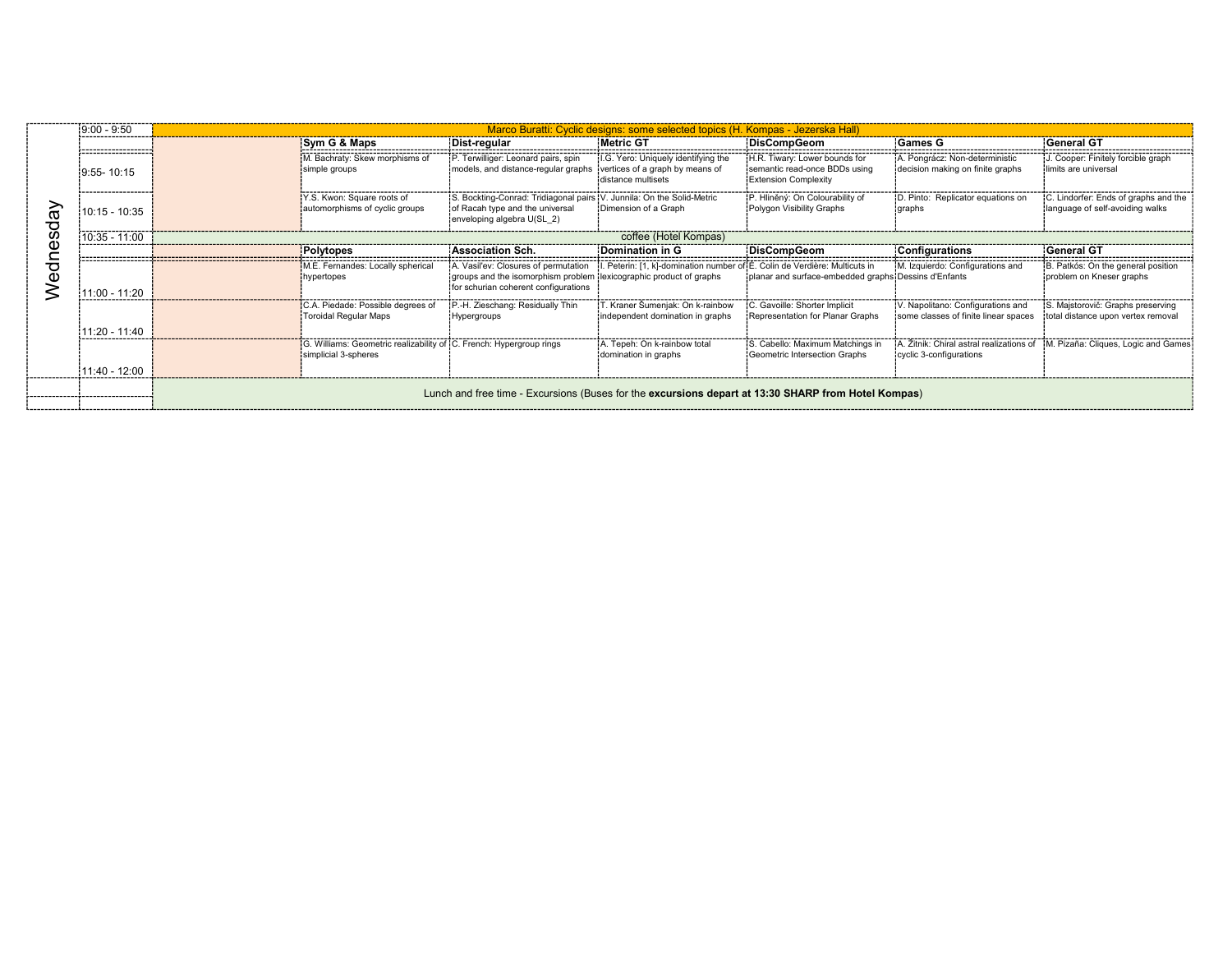| Wednesday | Time | | | | | | | |
|---|---|---|---|---|---|---|---|---|
| | 9:00 - 9:50 | Marco Buratti: Cyclic designs: some selected topics (H. Kompas - Jezerska Hall) | | | | | | |
| | | | **Sym G & Maps** | **Dist-regular** | **Metric GT** | **DisCompGeom** | **Games G** | **General GT** |
| | 9:55- 10:15 | | M. Bachratý: Skew morphisms of simple groups | P. Terwilliger: Leonard pairs, spin models, and distance-regular graphs | I.G. Yero: Uniquely identifying the vertices of a graph by means of distance multisets | H.R. Tiwary: Lower bounds for semantic read-once BDDs using Extension Complexity | A. Pongrácz: Non-deterministic decision making on finite graphs | J. Cooper: Finitely forcible graph limits are universal |
| | 10:15 - 10:35 | | Y.S. Kwon: Square roots of automorphisms of cyclic groups | S. Bockting-Conrad: Tridiagonal pairs of Racah type and the universal enveloping algebra U(SL_2) | V. Junnila: On the Solid-Metric Dimension of a Graph | P. Hliněný: On Colourability of Polygon Visibility Graphs | D. Pinto: Replicator equations on graphs | C. Lindorfer: Ends of graphs and the language of self-avoiding walks |
| | 10:35 - 11:00 | coffee (Hotel Kompas) | | | | | | |
| | | | **Polytopes** | **Association Sch.** | **Domination in G** | **DisCompGeom** | **Configurations** | **General GT** |
| | 11:00 - 11:20 | | M.E. Fernandes: Locally spherical hypertopes | A. Vasil'ev: Closures of permutation groups and the isomorphism problem for schurian coherent configurations | I. Peterin: [1, k]-domination number of lexicographic product of graphs | É. Colin de Verdière: Multicuts in planar and surface-embedded graphs | M. Izquierdo: Configurations and Dessins d'Enfants | B. Patkós: On the general position problem on Kneser graphs |
| | 11:20 - 11:40 | | C.A. Piedade: Possible degrees of Toroidal Regular Maps | P.-H. Zieschang: Residually Thin Hypergroups | T. Kraner Šumenjak: On k-rainbow independent domination in graphs | C. Gavoille: Shorter Implicit Representation for Planar Graphs | V. Napolitano: Configurations and some classes of finite linear spaces | S. Majstorović: Graphs preserving total distance upon vertex removal |
| | 11:40 - 12:00 | | G. Williams: Geometric realizability of simplicial 3-spheres | C. French: Hypergroup rings | A. Tepeh: On k-rainbow total domination in graphs | S. Cabello: Maximum Matchings in Geometric Intersection Graphs | A. Žitnik: Chiral astral realizations of cyclic 3-configurations | M. Pizaña: Cliques, Logic and Games |
| | | Lunch and free time - Excursions (Buses for the **excursions depart at 13:30 SHARP from Hotel Kompas**) | | | | | | |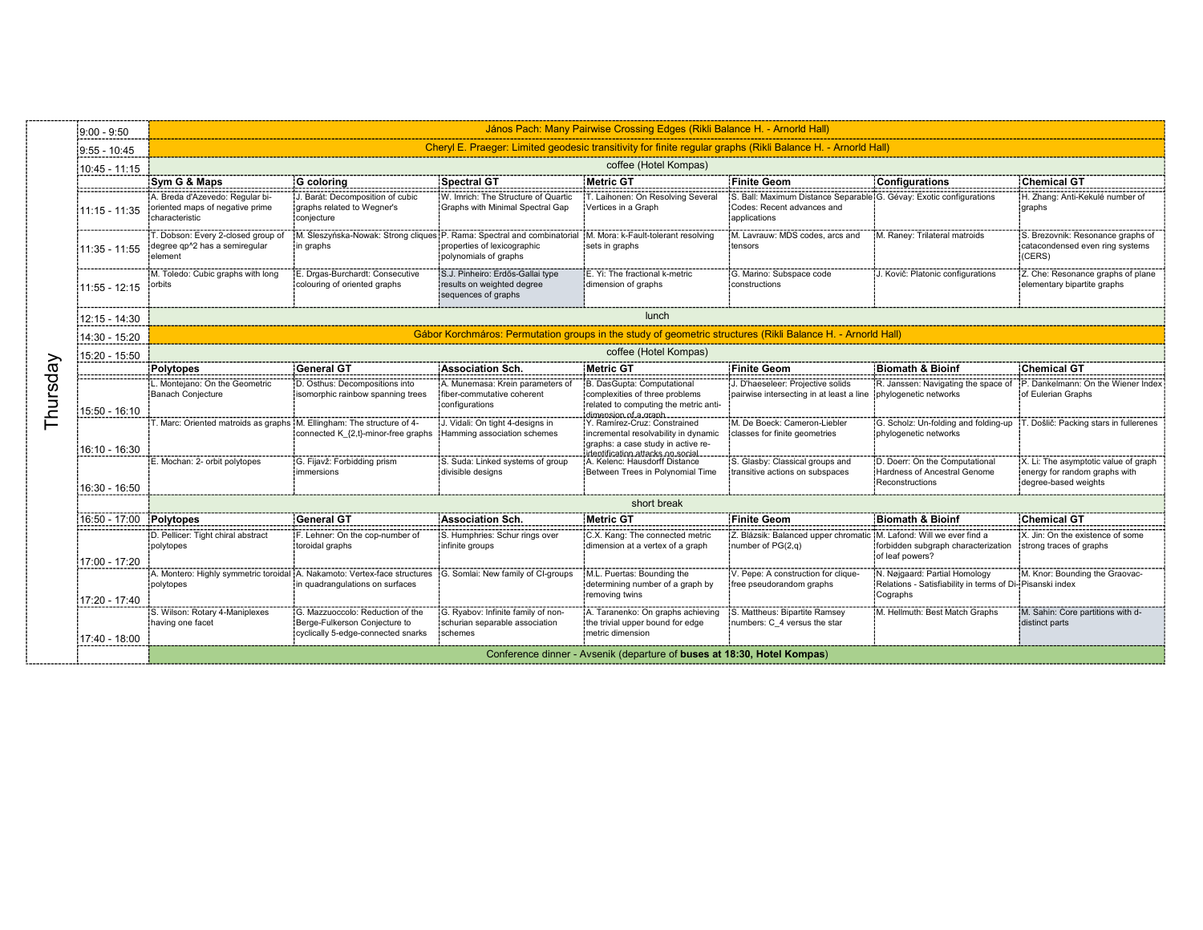## Thursday

| Time | | | | | | | |
|---|---|---|---|---|---|---|---|
| 9:00 - 9:50 | János Pach: Many Pairwise Crossing Edges (Rikli Balance H. - Arnorld Hall) | | | | | | |
| 9:55 - 10:45 | Cheryl E. Praeger: Limited geodesic transitivity for finite regular graphs (Rikli Balance H. - Arnorld Hall) | | | | | | |
| 10:45 - 11:15 | coffee (Hotel Kompas) | | | | | | |
| | **Sym G & Maps** | **G coloring** | **Spectral GT** | **Metric GT** | **Finite Geom** | **Configurations** | **Chemical GT** |
| 11:15 - 11:35 | A. Breda d'Azevedo: Regular bi-oriented maps of negative prime characteristic | J. Barát: Decomposition of cubic graphs related to Wegner's conjecture | W. Imrich: The Structure of Quartic Graphs with Minimal Spectral Gap | T. Laihonen: On Resolving Several Vertices in a Graph | S. Ball: Maximum Distance Separable Codes: Recent advances and applications | G. Gévay: Exotic configurations | H. Zhang: Anti-Kekulé number of graphs |
| 11:35 - 11:55 | T. Dobson: Every 2-closed group of degree qp^2 has a semiregular element | M. Śleszyńska-Nowak: Strong cliques in graphs | P. Rama: Spectral and combinatorial properties of lexicographic polynomials of graphs | M. Mora: k-Fault-tolerant resolving sets in graphs | M. Lavrauw: MDS codes, arcs and tensors | M. Raney: Trilateral matroids | S. Brezovnik: Resonance graphs of catacondensed even ring systems (CERS) |
| 11:55 - 12:15 | M. Toledo: Cubic graphs with long orbits | E. Drgas-Burchardt: Consecutive colouring of oriented graphs | S.J. Pinheiro: Erdős-Gallai type results on weighted degree sequences of graphs | E. Yi: The fractional k-metric dimension of graphs | G. Marino: Subspace code constructions | J. Kovič: Platonic configurations | Z. Che: Resonance graphs of plane elementary bipartite graphs |
| 12:15 - 14:30 | lunch | | | | | | |
| 14:30 - 15:20 | Gábor Korchmáros: Permutation groups in the study of geometric structures (Rikli Balance H. - Arnorld Hall) | | | | | | |
| 15:20 - 15:50 | coffee (Hotel Kompas) | | | | | | |
| | **Polytopes** | **General GT** | **Association Sch.** | **Metric GT** | **Finite Geom** | **Biomath & Bioinf** | **Chemical GT** |
| 15:50 - 16:10 | L. Montejano: On the Geometric Banach Conjecture | D. Osthus: Decompositions into isomorphic rainbow spanning trees | A. Munemasa: Krein parameters of fiber-commutative coherent configurations | B. DasGupta: Computational complexities of three problems related to computing the metric anti-dimension of a graph | J. D'haeseleer: Projective solids pairwise intersecting in at least a line | R. Janssen: Navigating the space of phylogenetic networks | P. Dankelmann: On the Wiener Index of Eulerian Graphs |
| 16:10 - 16:30 | T. Marc: Oriented matroids as graphs | M. Ellingham: The structure of 4-connected K_{2,t}-minor-free graphs | J. Vidali: On tight 4-designs in Hamming association schemes | Y. Ramírez-Cruz: Constrained incremental resolvability in dynamic graphs: a case study in active re-identification attacks no social | M. De Boeck: Cameron-Liebler classes for finite geometries | G. Scholz: Un-folding and folding-up phylogenetic networks | T. Došlić: Packing stars in fullerenes |
| 16:30 - 16:50 | E. Mochan: 2- orbit polytopes | G. Fijavž: Forbidding prism immersions | S. Suda: Linked systems of group divisible designs | A. Kelenc: Hausdorff Distance Between Trees in Polynomial Time | S. Glasby: Classical groups and transitive actions on subspaces | D. Doerr: On the Computational Hardness of Ancestral Genome Reconstructions | X. Li: The asymptotic value of graph energy for random graphs with degree-based weights |
| | short break | | | | | | |
| 16:50 - 17:00 | **Polytopes** | **General GT** | **Association Sch.** | **Metric GT** | **Finite Geom** | **Biomath & Bioinf** | **Chemical GT** |
| 17:00 - 17:20 | D. Pellicer: Tight chiral abstract polytopes | F. Lehner: On the cop-number of toroidal graphs | S. Humphries: Schur rings over infinite groups | C.X. Kang: The connected metric dimension at a vertex of a graph | Z. Blázsik: Balanced upper chromatic number of PG(2,q) | M. Lafond: Will we ever find a forbidden subgraph characterization of leaf powers? | X. Jin: On the existence of some strong traces of graphs |
| 17:20 - 17:40 | A. Montero: Highly symmetric toroidal polytopes | A. Nakamoto: Vertex-face structures in quadrangulations on surfaces | G. Somlai: New family of CI-groups | M.L. Puertas: Bounding the determining number of a graph by removing twins | V. Pepe: A construction for clique-free pseudorandom graphs | N. Nøjgaard: Partial Homology Relations - Satisfiability in terms of Di-Cographs | M. Knor: Bounding the Graovac-Pisanski index |
| 17:40 - 18:00 | S. Wilson: Rotary 4-Maniplexes having one facet | G. Mazzuoccolo: Reduction of the Berge-Fulkerson Conjecture to cyclically 5-edge-connected snarks | G. Ryabov: Infinite family of non-schurian separable association schemes | A. Taranenko: On graphs achieving the trivial upper bound for edge metric dimension | S. Mattheus: Bipartite Ramsey numbers: C_4 versus the star | M. Hellmuth: Best Match Graphs | M. Sahin: Core partitions with d-distinct parts |
| | Conference dinner - Avsenik (departure of **buses at 18:30, Hotel Kompas**) | | | | | | |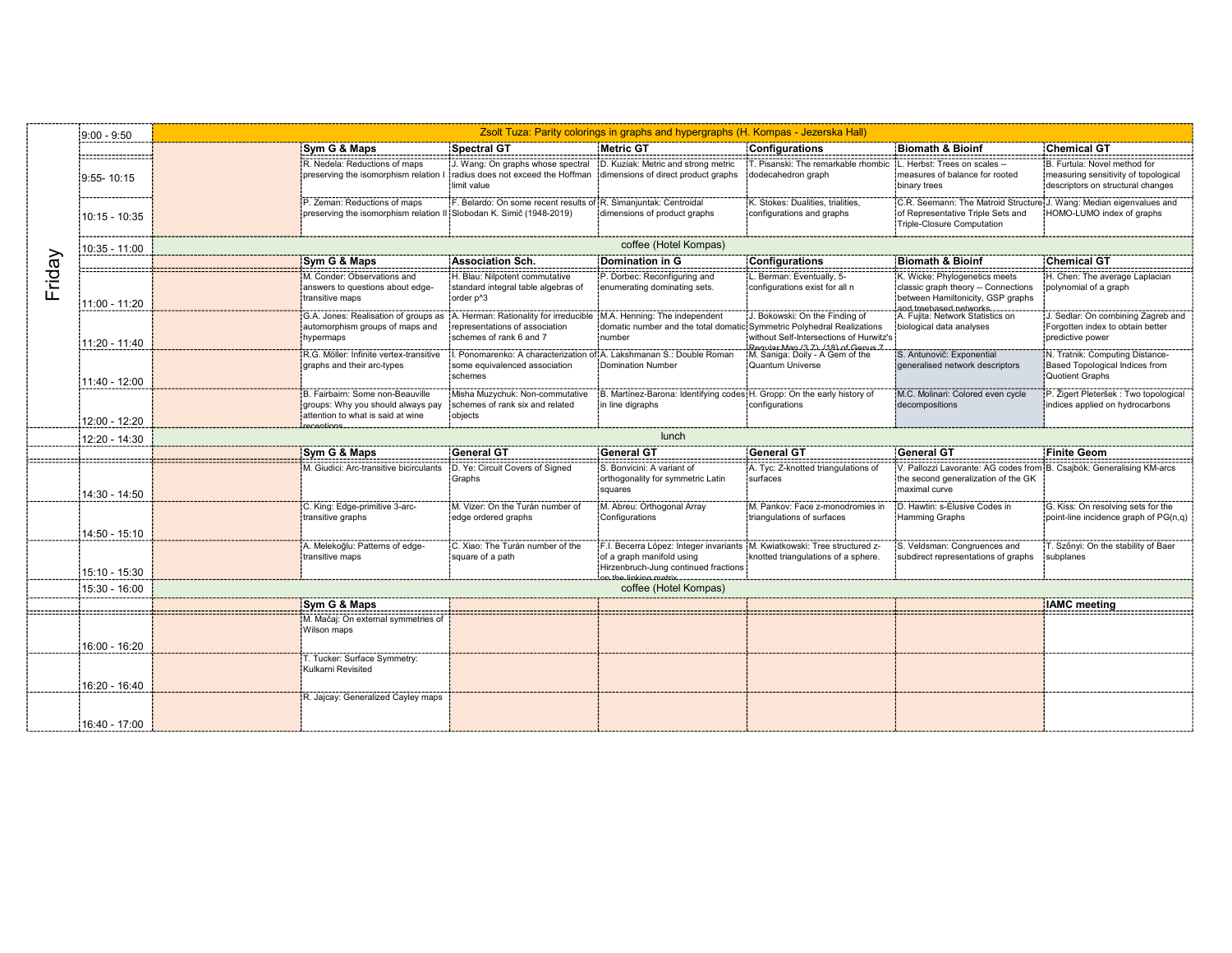| Friday | | | | | | | | |
|---|---|---|---|---|---|---|---|---|
| | 9:00 - 9:50 | Zsolt Tuza: Parity colorings in graphs and hypergraphs (H. Kompas - Jezerska Hall) | | | | | | |
| | | | **Sym G & Maps** | **Spectral GT** | **Metric GT** | **Configurations** | **Biomath & Bioinf** | **Chemical GT** |
| | 9:55- 10:15 | | R. Nedela: Reductions of maps preserving the isomorphism relation I | J. Wang: On graphs whose spectral radius does not exceed the Hoffman limit value | D. Kuziak: Metric and strong metric dimensions of direct product graphs | T. Pisanski: The remarkable rhombic dodecahedron graph | L. Herbst: Trees on scales -- measures of balance for rooted binary trees | B. Furtula: Novel method for measuring sensitivity of topological descriptors on structural changes |
| | 10:15 - 10:35 | | P. Zeman: Reductions of maps preserving the isomorphism relation II | F. Belardo: On some recent results of Slobodan K. Simić (1948-2019) | R. Simanjuntak: Centroidal dimensions of product graphs | K. Stokes: Dualities, trialities, configurations and graphs | C.R. Seemann: The Matroid Structure of Representative Triple Sets and Triple-Closure Computation | J. Wang: Median eigenvalues and HOMO-LUMO index of graphs |
| | 10:35 - 11:00 | coffee (Hotel Kompas) | | | | | | |
| | | | **Sym G & Maps** | **Association Sch.** | **Domination in G** | **Configurations** | **Biomath & Bioinf** | **Chemical GT** |
| | 11:00 - 11:20 | | M. Conder: Observations and answers to questions about edge-transitive maps | H. Blau: Nilpotent commutative standard integral table algebras of order p^3 | P. Dorbec: Reconfiguring and enumerating dominating sets. | L. Berman: Eventually, 5-configurations exist for all n | K. Wicke: Phylogenetics meets classic graph theory -- Connections between Hamiltonicity, GSP graphs and treebased networks | H. Chen: The average Laplacian polynomial of a graph |
| | 11:20 - 11:40 | | G.A. Jones: Realisation of groups as automorphism groups of maps and hypermaps | A. Herman: Rationality for irreducible representations of association schemes of rank 6 and 7 | M.A. Henning: The independent domatic number and the total domatic number | J. Bokowski: On the Finding of Symmetric Polyhedral Realizations without Self-Intersections of Hurwitz's Regular Map (3,7)_(18) of Genus 7 | A. Fujita: Network Statistics on biological data analyses | J. Sedlar: On combining Zagreb and Forgotten index to obtain better predictive power |
| | 11:40 - 12:00 | | R.G. Möller: Infinite vertex-transitive graphs and their arc-types | I. Ponomarenko: A characterization of some equivalenced association schemes | A. Lakshmanan S.: Double Roman Domination Number | M. Saniga: Doily - A Gem of the Quantum Universe | S. Antunović: Exponential generalised network descriptors | N. Tratnik: Computing Distance-Based Topological Indices from Quotient Graphs |
| | 12:00 - 12:20 | | B. Fairbairn: Some non-Beauville groups: Why you should always pay attention to what is said at wine receptions | Misha Muzychuk: Non-commutative schemes of rank six and related objects | B. Martínez-Barona: Identifying codes in line digraphs | H. Gropp: On the early history of configurations | M.C. Molinari: Colored even cycle decompositions | P. Žigert Pleteršek : Two topological indices applied on hydrocarbons |
| | 12:20 - 14:30 | lunch | | | | | | |
| | | | **Sym G & Maps** | **General GT** | **General GT** | **General GT** | **General GT** | **Finite Geom** |
| | 14:30 - 14:50 | | M. Giudici: Arc-transitive bicirculants | D. Ye: Circuit Covers of Signed Graphs | S. Bonvicini: A variant of orthogonality for symmetric Latin squares | A. Tyc: Z-knotted triangulations of surfaces | V. Pallozzi Lavorante: AG codes from the second generalization of the GK maximal curve | B. Csajbók: Generalising KM-arcs |
| | 14:50 - 15:10 | | C. King: Edge-primitive 3-arc-transitive graphs | M. Vizer: On the Turán number of edge ordered graphs | M. Abreu: Orthogonal Array Configurations | M. Pankov: Face z-monodromies in triangulations of surfaces | D. Hawtin: s-Elusive Codes in Hamming Graphs | G. Kiss: On resolving sets for the point-line incidence graph of PG(n,q) |
| | 15:10 - 15:30 | | A. Melekoğlu: Patterns of edge-transitive maps | C. Xiao: The Turán number of the square of a path | F.I. Becerra López: Integer invariants of a graph manifold using Hirzenbruch-Jung continued fractions on the linking matrix | M. Kwiatkowski: Tree structured z-knotted triangulations of a sphere. | S. Veldsman: Congruences and subdirect representations of graphs | T. Szőnyi: On the stability of Baer subplanes |
| | 15:30 - 16:00 | coffee (Hotel Kompas) | | | | | | |
| | | | **Sym G & Maps** | | | | | **IAMC meeting** |
| | 16:00 - 16:20 | | M. Mačaj: On external symmetries of Wilson maps | | | | | |
| | 16:20 - 16:40 | | T. Tucker: Surface Symmetry: Kulkarni Revisited | | | | | |
| | 16:40 - 17:00 | | R. Jajcay: Generalized Cayley maps | | | | | |